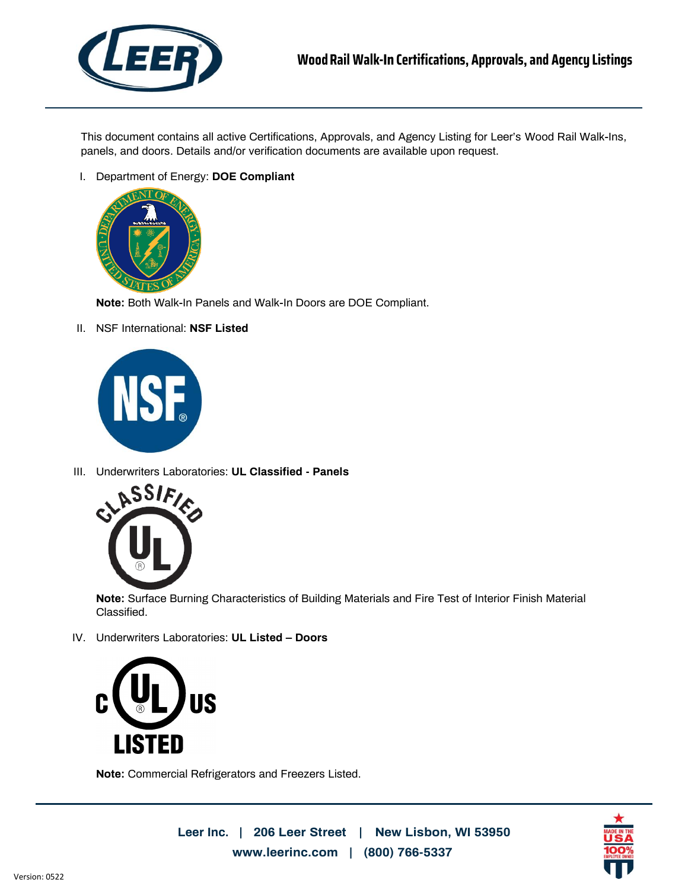# Wood Rail Walk-In Certifications, Approvals, and Agency Listings

This document contains all active Certifications, Approvals, and Agency Listing for Leer's Wood Rail Walk-Ins, panels, and doors. Details and/or verification documents are available upon request.

I. Department of Energy: **DOE Compliant**

**Note:** Both Walk-In Panels and Walk-In Doors are DOE Compliant.

II. NSF International: **NSF Listed**

III. Underwriters Laboratories: **UL Classified - Panels**

**Note:** Surface Burning Characteristics of Building Materials and Fire Test of Interior Finish Material Classified.

IV. Underwriters Laboratories: **UL Listed – Doors**

**Note:** Commercial Refrigerators and Freezers Listed.

Leer Inc. | 206 Leer Street | New Lisbon, WI 53950
www.leerinc.com | (800) 766-5337

Version: 0522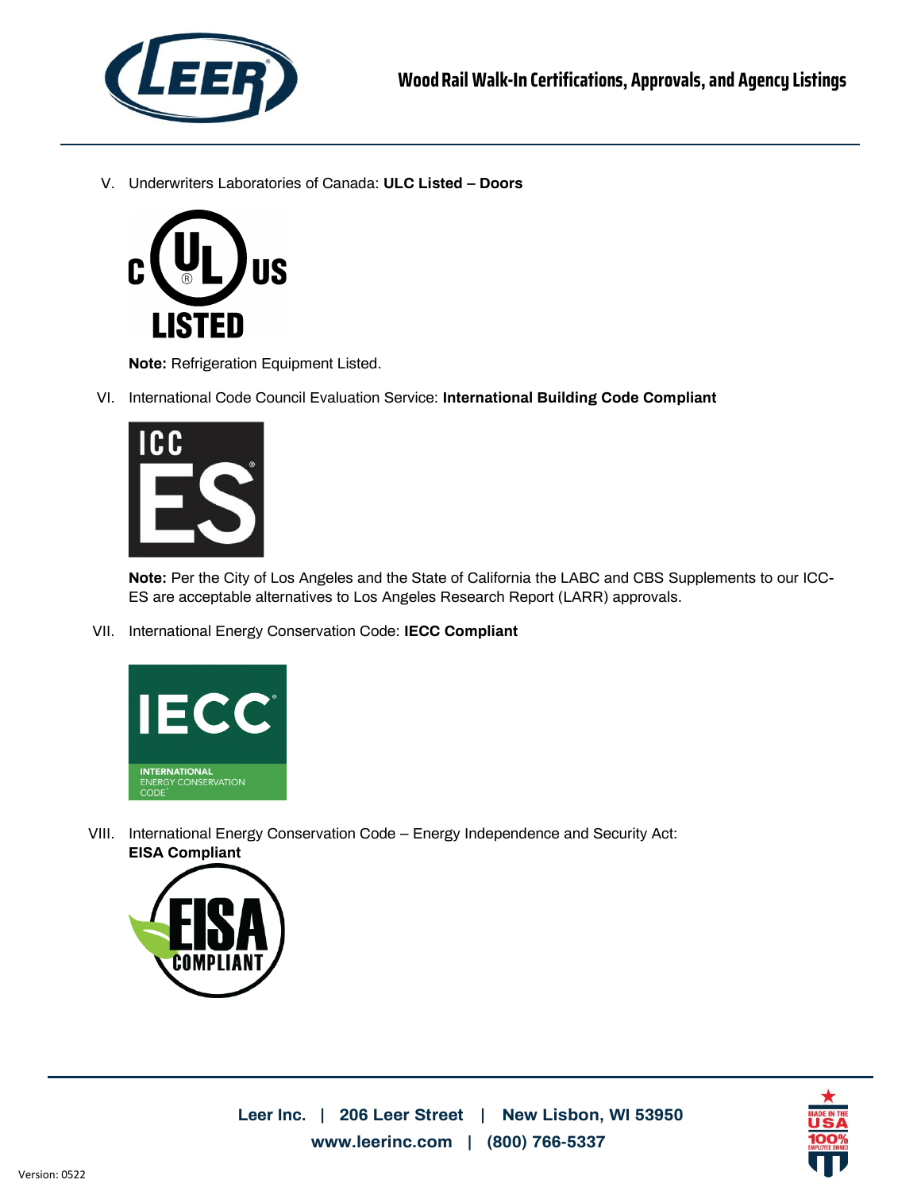V. Underwriters Laboratories of Canada: **ULC Listed – Doors**

**Note:** Refrigeration Equipment Listed.

VI. International Code Council Evaluation Service: **International Building Code Compliant**

**Note:** Per the City of Los Angeles and the State of California the LABC and CBS Supplements to our ICC-ES are acceptable alternatives to Los Angeles Research Report (LARR) approvals.

VII. International Energy Conservation Code: **IECC Compliant**

VIII. International Energy Conservation Code – Energy Independence and Security Act: **EISA Compliant**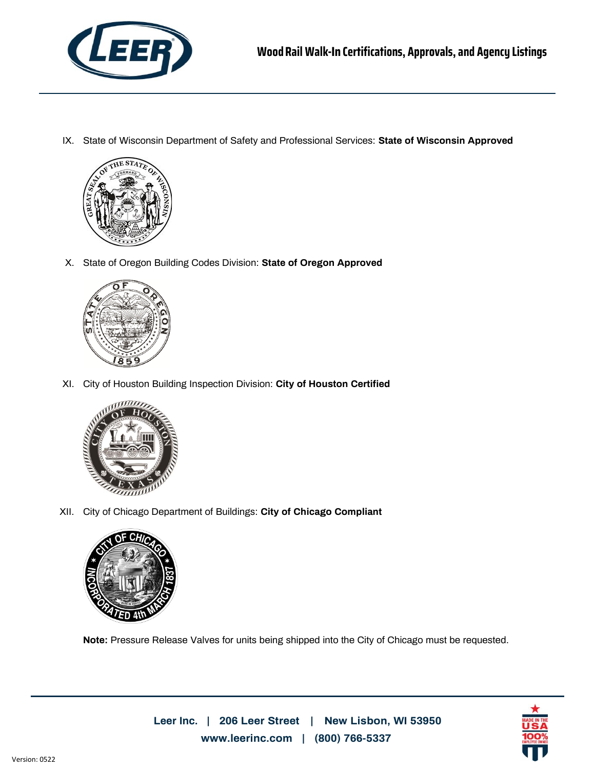IX. State of Wisconsin Department of Safety and Professional Services: **State of Wisconsin Approved**

X. State of Oregon Building Codes Division: **State of Oregon Approved**

XI. City of Houston Building Inspection Division: **City of Houston Certified**

XII. City of Chicago Department of Buildings: **City of Chicago Compliant**

**Note:** Pressure Release Valves for units being shipped into the City of Chicago must be requested.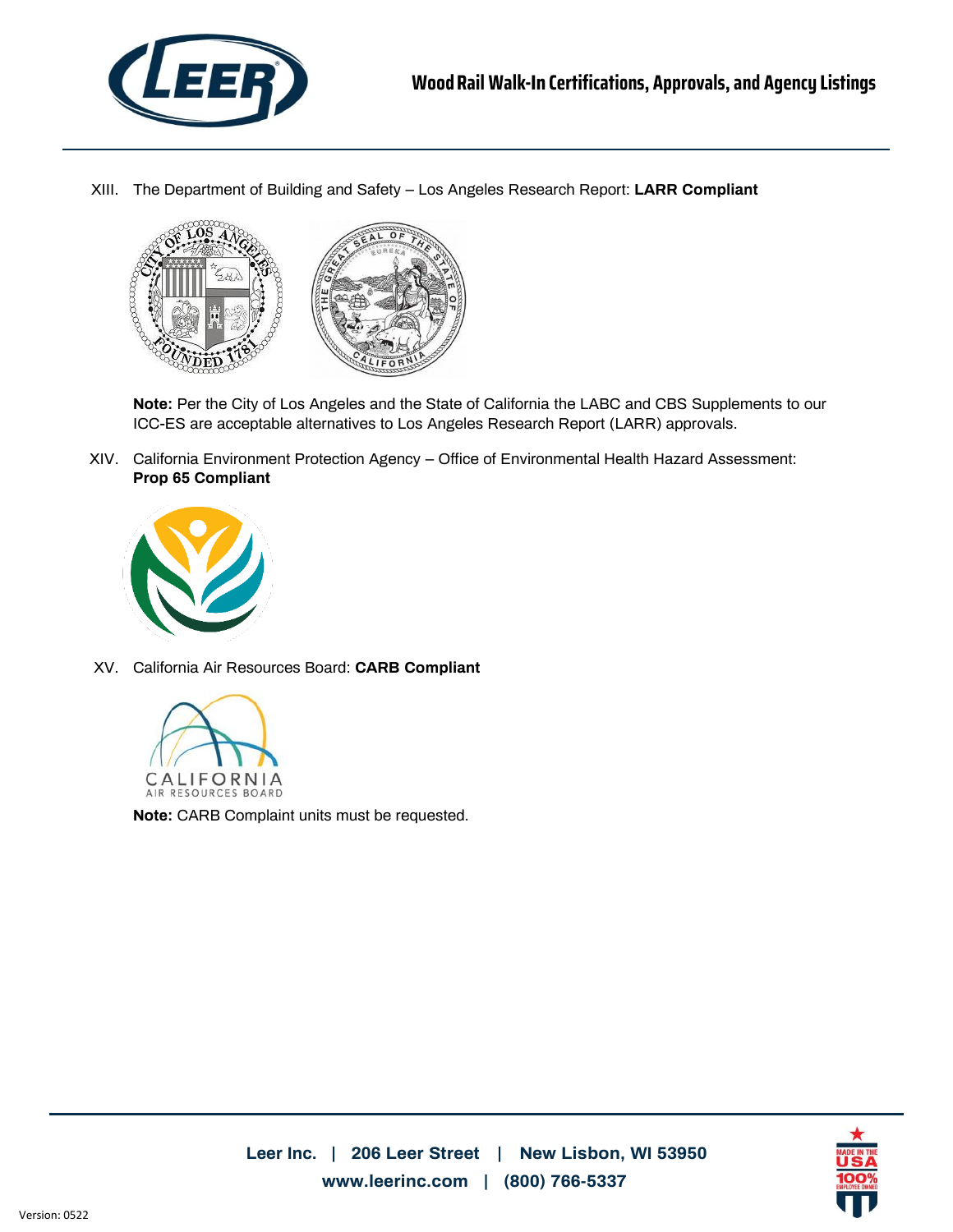XIII. The Department of Building and Safety – Los Angeles Research Report: **LARR Compliant**

**Note:** Per the City of Los Angeles and the State of California the LABC and CBS Supplements to our ICC-ES are acceptable alternatives to Los Angeles Research Report (LARR) approvals.

XIV. California Environment Protection Agency – Office of Environmental Health Hazard Assessment: **Prop 65 Compliant**

XV. California Air Resources Board: **CARB Compliant**

**Note:** CARB Complaint units must be requested.